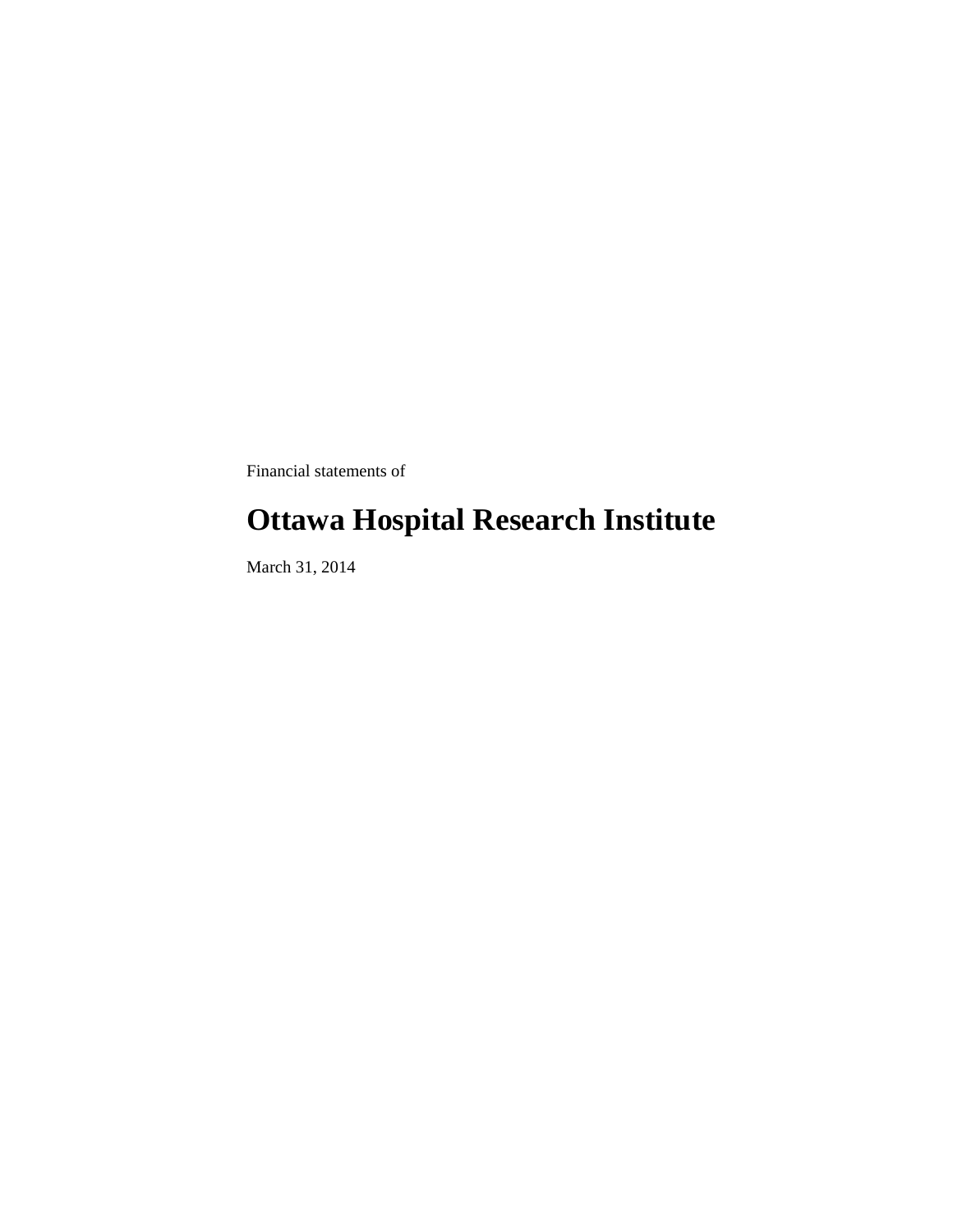Financial statements of

# Ottawa Hospital Research Institute

March 31, 2014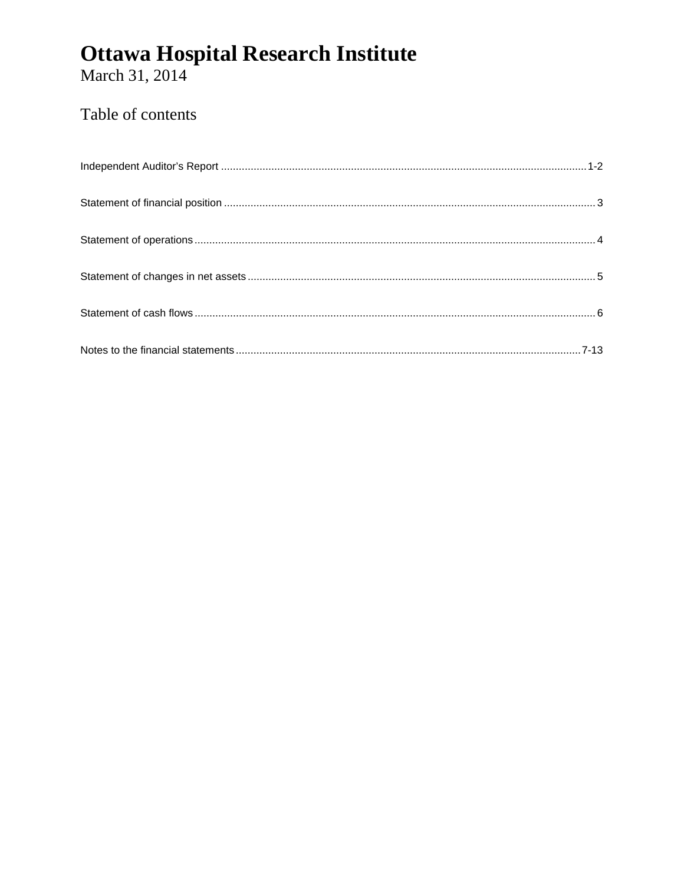# Ottawa Hospital Research Institute

March 31, 2014

## Table of contents

| | |
|---|---|
| Independent Auditor's Report | 1-2 |
| Statement of financial position | 3 |
| Statement of operations | 4 |
| Statement of changes in net assets | 5 |
| Statement of cash flows | 6 |
| Notes to the financial statements | 7-13 |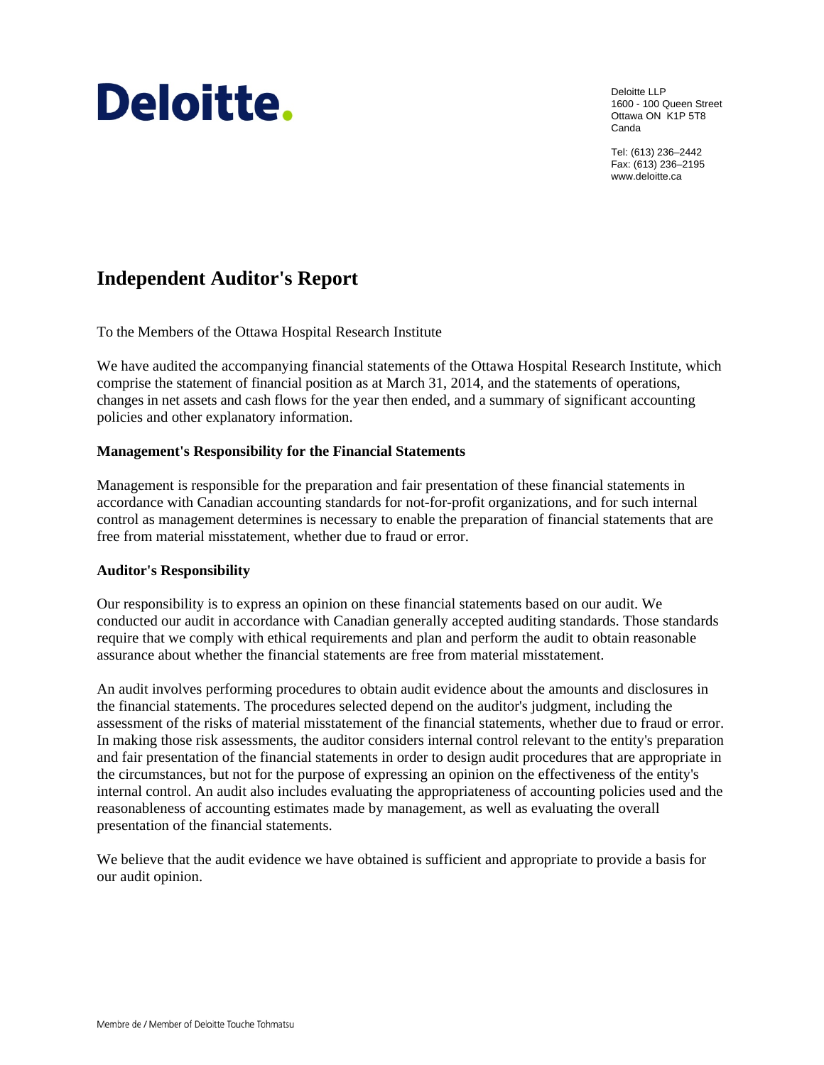Deloitte.

Deloitte LLP
1600 - 100 Queen Street
Ottawa ON K1P 5T8
Canda

Tel: (613) 236–2442
Fax: (613) 236–2195
www.deloitte.ca

# Independent Auditor's Report

To the Members of the Ottawa Hospital Research Institute

We have audited the accompanying financial statements of the Ottawa Hospital Research Institute, which comprise the statement of financial position as at March 31, 2014, and the statements of operations, changes in net assets and cash flows for the year then ended, and a summary of significant accounting policies and other explanatory information.

**Management's Responsibility for the Financial Statements**

Management is responsible for the preparation and fair presentation of these financial statements in accordance with Canadian accounting standards for not-for-profit organizations, and for such internal control as management determines is necessary to enable the preparation of financial statements that are free from material misstatement, whether due to fraud or error.

**Auditor's Responsibility**

Our responsibility is to express an opinion on these financial statements based on our audit. We conducted our audit in accordance with Canadian generally accepted auditing standards. Those standards require that we comply with ethical requirements and plan and perform the audit to obtain reasonable assurance about whether the financial statements are free from material misstatement.

An audit involves performing procedures to obtain audit evidence about the amounts and disclosures in the financial statements. The procedures selected depend on the auditor's judgment, including the assessment of the risks of material misstatement of the financial statements, whether due to fraud or error. In making those risk assessments, the auditor considers internal control relevant to the entity's preparation and fair presentation of the financial statements in order to design audit procedures that are appropriate in the circumstances, but not for the purpose of expressing an opinion on the effectiveness of the entity's internal control. An audit also includes evaluating the appropriateness of accounting policies used and the reasonableness of accounting estimates made by management, as well as evaluating the overall presentation of the financial statements.

We believe that the audit evidence we have obtained is sufficient and appropriate to provide a basis for our audit opinion.

Membre de / Member of Deloitte Touche Tohmatsu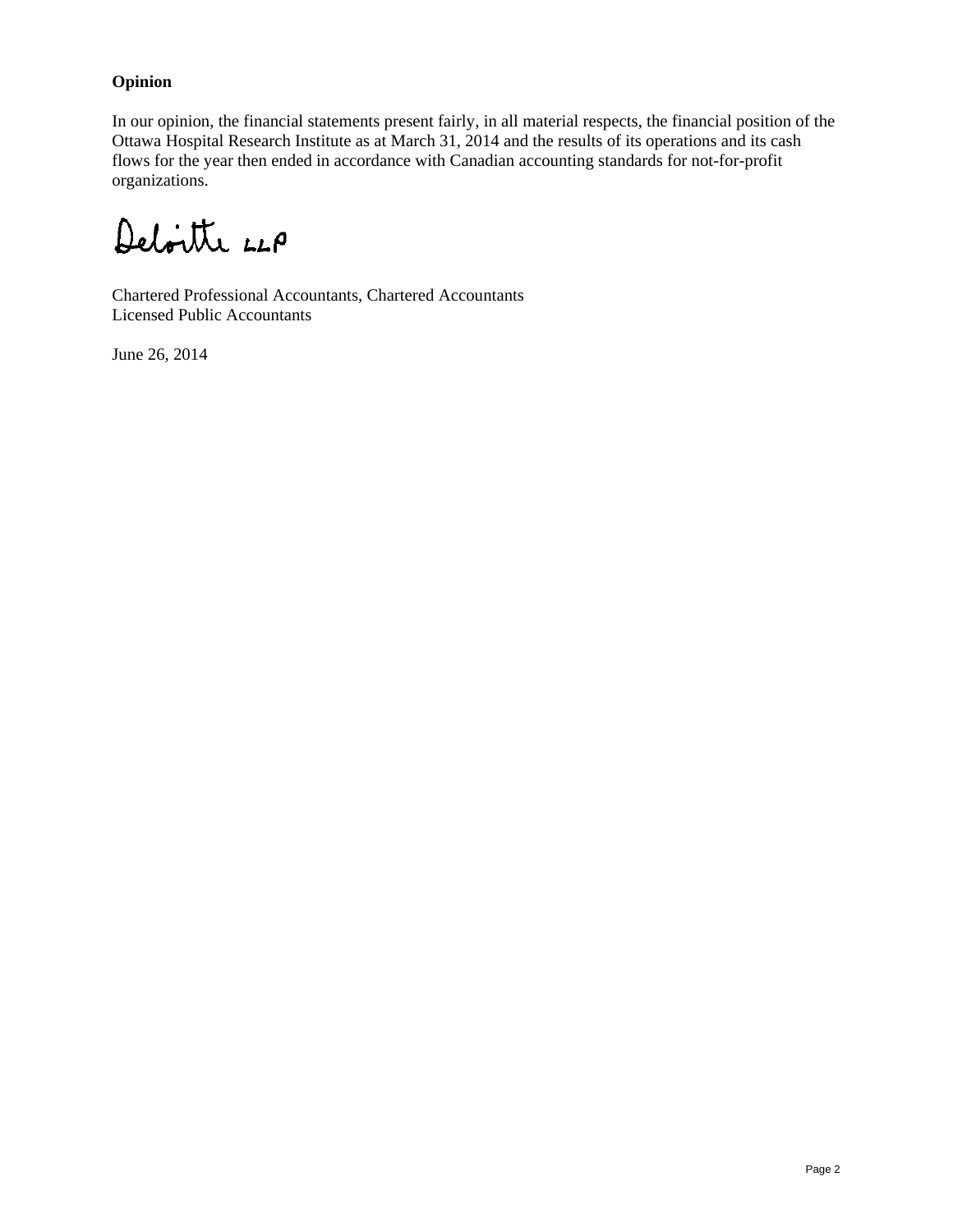## Opinion

In our opinion, the financial statements present fairly, in all material respects, the financial position of the Ottawa Hospital Research Institute as at March 31, 2014 and the results of its operations and its cash flows for the year then ended in accordance with Canadian accounting standards for not-for-profit organizations.

Deloitte LLP

Chartered Professional Accountants, Chartered Accountants
Licensed Public Accountants

June 26, 2014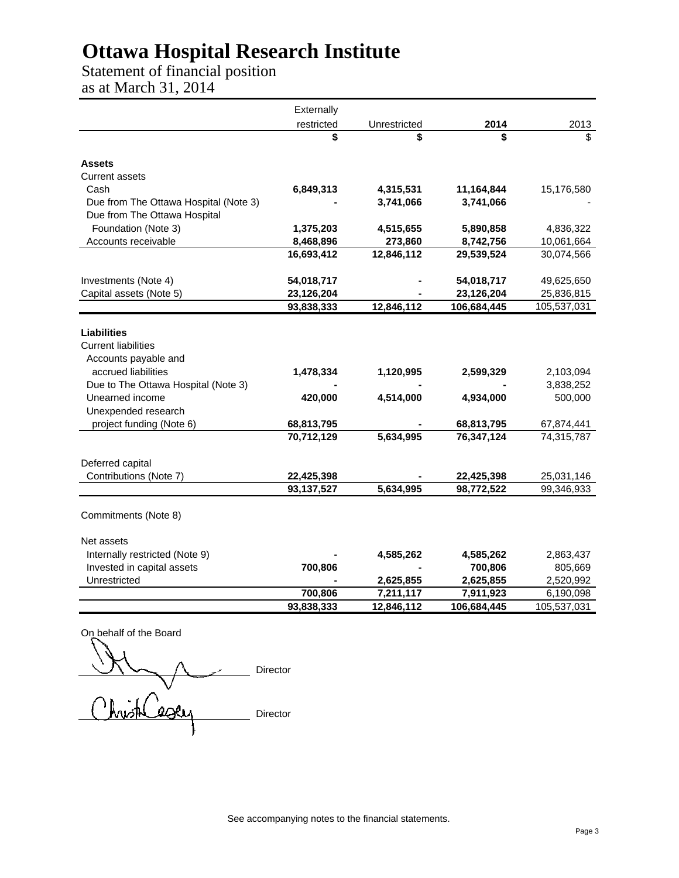# Ottawa Hospital Research Institute

Statement of financial position
as at March 31, 2014

| | Externally restricted | Unrestricted | 2014 | 2013 |
|---|---|---|---|---|
| | $ | $ | $ | $ |
| **Assets** | | | | |
| Current assets | | | | |
| Cash | **6,849,313** | **4,315,531** | **11,164,844** | 15,176,580 |
| Due from The Ottawa Hospital (Note 3) | **-** | **3,741,066** | **3,741,066** | - |
| Due from The Ottawa Hospital Foundation (Note 3) | **1,375,203** | **4,515,655** | **5,890,858** | 4,836,322 |
| Accounts receivable | **8,468,896** | **273,860** | **8,742,756** | 10,061,664 |
| | **16,693,412** | **12,846,112** | **29,539,524** | 30,074,566 |
| Investments (Note 4) | **54,018,717** | **-** | **54,018,717** | 49,625,650 |
| Capital assets (Note 5) | **23,126,204** | **-** | **23,126,204** | 25,836,815 |
| | **93,838,333** | **12,846,112** | **106,684,445** | 105,537,031 |
| **Liabilities** | | | | |
| Current liabilities | | | | |
| Accounts payable and accrued liabilities | **1,478,334** | **1,120,995** | **2,599,329** | 2,103,094 |
| Due to The Ottawa Hospital (Note 3) | **-** | **-** | **-** | 3,838,252 |
| Unearned income | **420,000** | **4,514,000** | **4,934,000** | 500,000 |
| Unexpended research project funding (Note 6) | **68,813,795** | **-** | **68,813,795** | 67,874,441 |
| | **70,712,129** | **5,634,995** | **76,347,124** | 74,315,787 |
| Deferred capital Contributions (Note 7) | **22,425,398** | **-** | **22,425,398** | 25,031,146 |
| | **93,137,527** | **5,634,995** | **98,772,522** | 99,346,933 |
| Commitments (Note 8) | | | | |
| Net assets | | | | |
| Internally restricted (Note 9) | **-** | **4,585,262** | **4,585,262** | 2,863,437 |
| Invested in capital assets | **700,806** | **-** | **700,806** | 805,669 |
| Unrestricted | **-** | **2,625,855** | **2,625,855** | 2,520,992 |
| | **700,806** | **7,211,117** | **7,911,923** | 6,190,098 |
| | **93,838,333** | **12,846,112** | **106,684,445** | 105,537,031 |

On behalf of the Board

_______________ Director

_______________ Director

See accompanying notes to the financial statements.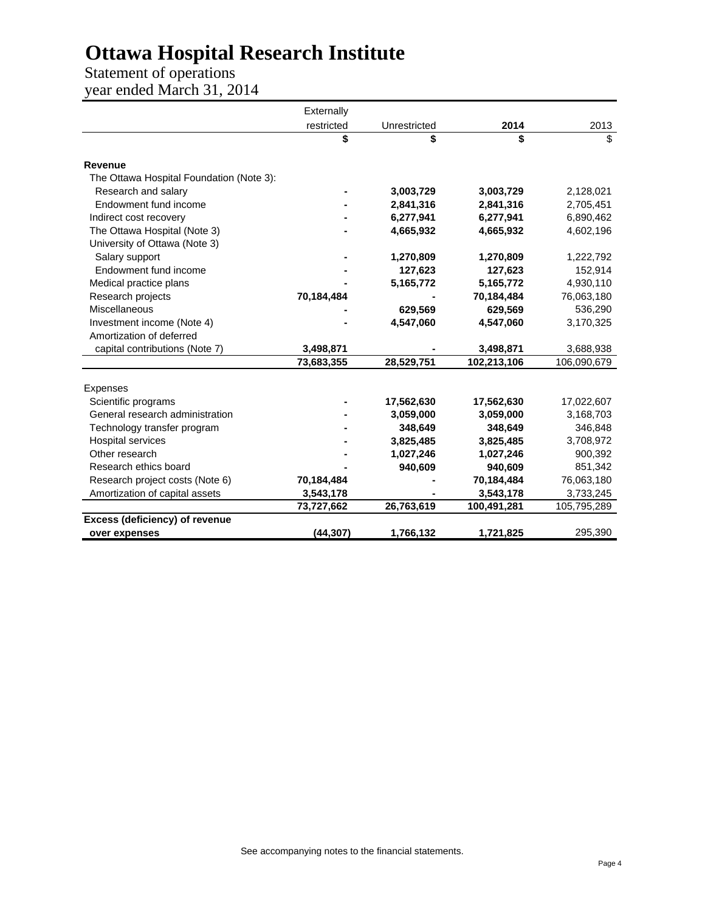# Ottawa Hospital Research Institute

Statement of operations
year ended March 31, 2014

| | Externally restricted | Unrestricted | 2014 | 2013 |
|---|---|---|---|---|
| | **$** | **$** | **$** | $ |
| **Revenue** | | | | |
| The Ottawa Hospital Foundation (Note 3): | | | | |
| Research and salary | **-** | **3,003,729** | **3,003,729** | 2,128,021 |
| Endowment fund income | **-** | **2,841,316** | **2,841,316** | 2,705,451 |
| Indirect cost recovery | **-** | **6,277,941** | **6,277,941** | 6,890,462 |
| The Ottawa Hospital (Note 3) | **-** | **4,665,932** | **4,665,932** | 4,602,196 |
| University of Ottawa (Note 3) | | | | |
| Salary support | **-** | **1,270,809** | **1,270,809** | 1,222,792 |
| Endowment fund income | **-** | **127,623** | **127,623** | 152,914 |
| Medical practice plans | **-** | **5,165,772** | **5,165,772** | 4,930,110 |
| Research projects | **70,184,484** | **-** | **70,184,484** | 76,063,180 |
| Miscellaneous | **-** | **629,569** | **629,569** | 536,290 |
| Investment income (Note 4) | **-** | **4,547,060** | **4,547,060** | 3,170,325 |
| Amortization of deferred capital contributions (Note 7) | **3,498,871** | **-** | **3,498,871** | 3,688,938 |
| | **73,683,355** | **28,529,751** | **102,213,106** | 106,090,679 |
| Expenses | | | | |
| Scientific programs | **-** | **17,562,630** | **17,562,630** | 17,022,607 |
| General research administration | **-** | **3,059,000** | **3,059,000** | 3,168,703 |
| Technology transfer program | **-** | **348,649** | **348,649** | 346,848 |
| Hospital services | **-** | **3,825,485** | **3,825,485** | 3,708,972 |
| Other research | **-** | **1,027,246** | **1,027,246** | 900,392 |
| Research ethics board | **-** | **940,609** | **940,609** | 851,342 |
| Research project costs (Note 6) | **70,184,484** | **-** | **70,184,484** | 76,063,180 |
| Amortization of capital assets | **3,543,178** | **-** | **3,543,178** | 3,733,245 |
| | **73,727,662** | **26,763,619** | **100,491,281** | 105,795,289 |
| **Excess (deficiency) of revenue over expenses** | **(44,307)** | **1,766,132** | **1,721,825** | 295,390 |

See accompanying notes to the financial statements.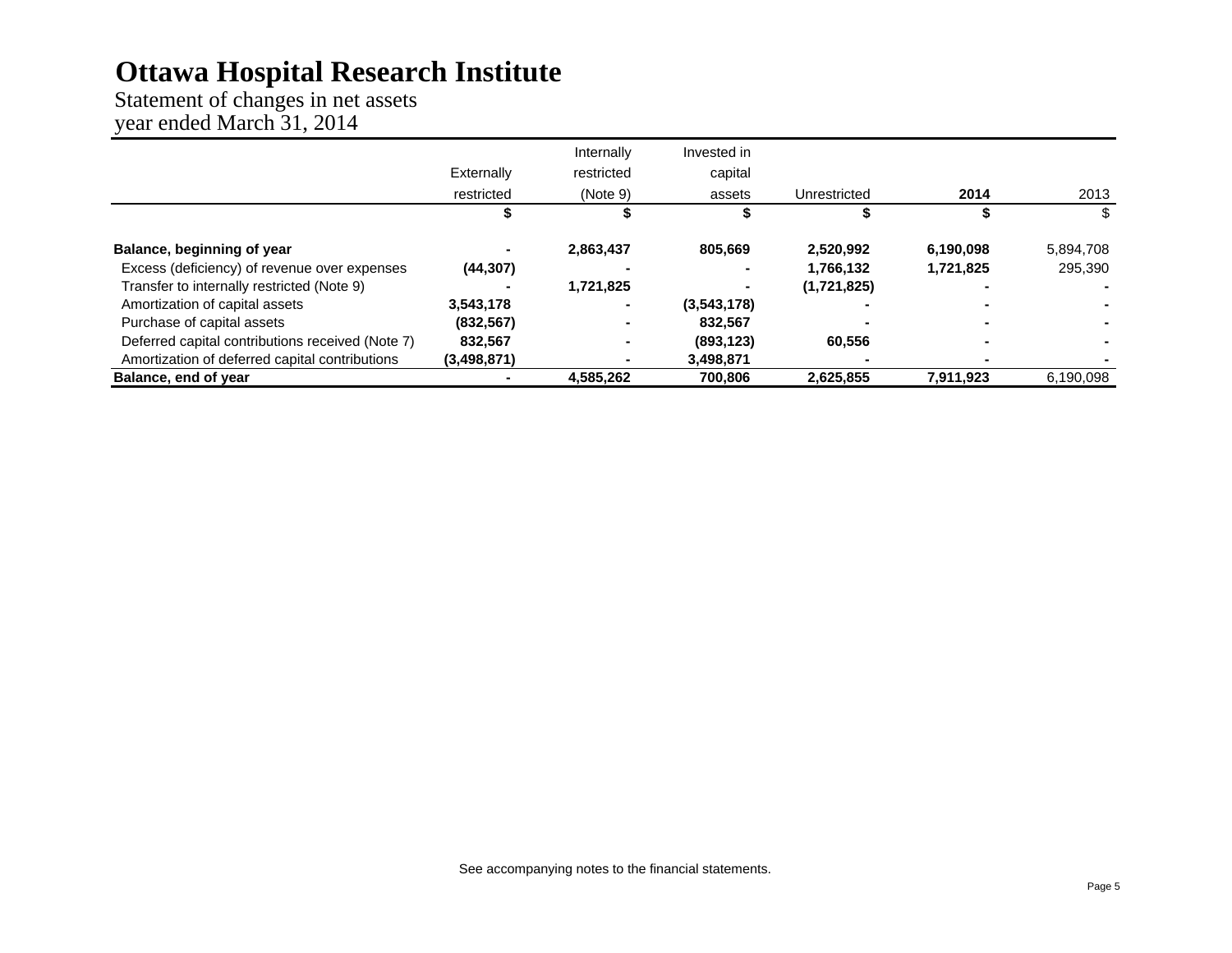# Ottawa Hospital Research Institute

Statement of changes in net assets
year ended March 31, 2014

| | Externally restricted | Internally restricted (Note 9) | Invested in capital assets | Unrestricted | 2014 | 2013 |
|---|---|---|---|---|---|---|
| | $ | $ | $ | $ | $ | $ |
| **Balance, beginning of year** | **-** | **2,863,437** | **805,669** | **2,520,992** | **6,190,098** | 5,894,708 |
| Excess (deficiency) of revenue over expenses | **(44,307)** | **-** | **-** | **1,766,132** | **1,721,825** | 295,390 |
| Transfer to internally restricted (Note 9) | **-** | **1,721,825** | **-** | **(1,721,825)** | **-** | - |
| Amortization of capital assets | **3,543,178** | **-** | **(3,543,178)** | **-** | **-** | - |
| Purchase of capital assets | **(832,567)** | **-** | **832,567** | **-** | **-** | - |
| Deferred capital contributions received (Note 7) | **832,567** | **-** | **(893,123)** | **60,556** | **-** | - |
| Amortization of deferred capital contributions | **(3,498,871)** | **-** | **3,498,871** | **-** | **-** | - |
| **Balance, end of year** | **-** | **4,585,262** | **700,806** | **2,625,855** | **7,911,923** | 6,190,098 |

See accompanying notes to the financial statements.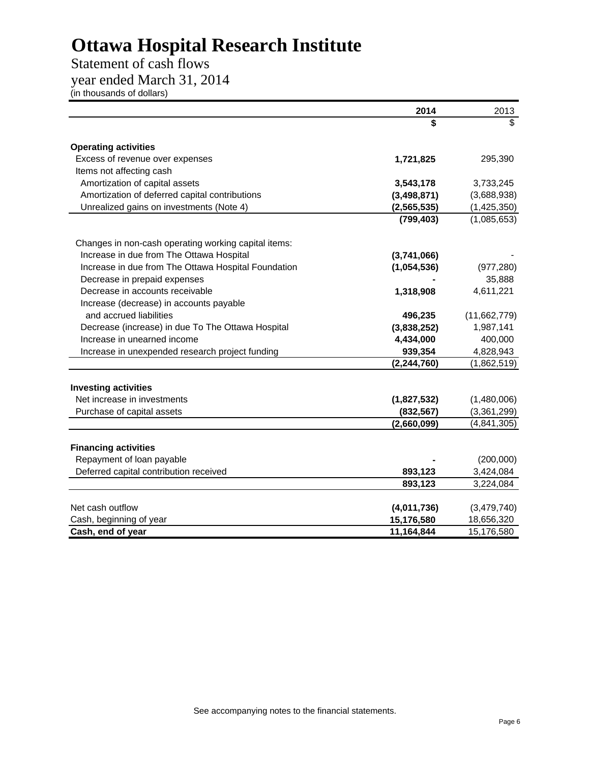# Ottawa Hospital Research Institute

Statement of cash flows

year ended March 31, 2014

(in thousands of dollars)

| | 2014 | 2013 |
|---|---|---|
| | $ | $ |
| **Operating activities** | | |
| Excess of revenue over expenses | 1,721,825 | 295,390 |
| Items not affecting cash | | |
| Amortization of capital assets | 3,543,178 | 3,733,245 |
| Amortization of deferred capital contributions | (3,498,871) | (3,688,938) |
| Unrealized gains on investments (Note 4) | (2,565,535) | (1,425,350) |
| | (799,403) | (1,085,653) |
| Changes in non-cash operating working capital items: | | |
| Increase in due from The Ottawa Hospital | (3,741,066) | - |
| Increase in due from The Ottawa Hospital Foundation | (1,054,536) | (977,280) |
| Decrease in prepaid expenses | - | 35,888 |
| Decrease in accounts receivable | 1,318,908 | 4,611,221 |
| Increase (decrease) in accounts payable and accrued liabilities | 496,235 | (11,662,779) |
| Decrease (increase) in due To The Ottawa Hospital | (3,838,252) | 1,987,141 |
| Increase in unearned income | 4,434,000 | 400,000 |
| Increase in unexpended research project funding | 939,354 | 4,828,943 |
| | (2,244,760) | (1,862,519) |
| **Investing activities** | | |
| Net increase in investments | (1,827,532) | (1,480,006) |
| Purchase of capital assets | (832,567) | (3,361,299) |
| | (2,660,099) | (4,841,305) |
| **Financing activities** | | |
| Repayment of loan payable | - | (200,000) |
| Deferred capital contribution received | 893,123 | 3,424,084 |
| | 893,123 | 3,224,084 |
| Net cash outflow | (4,011,736) | (3,479,740) |
| Cash, beginning of year | 15,176,580 | 18,656,320 |
| **Cash, end of year** | 11,164,844 | 15,176,580 |

See accompanying notes to the financial statements.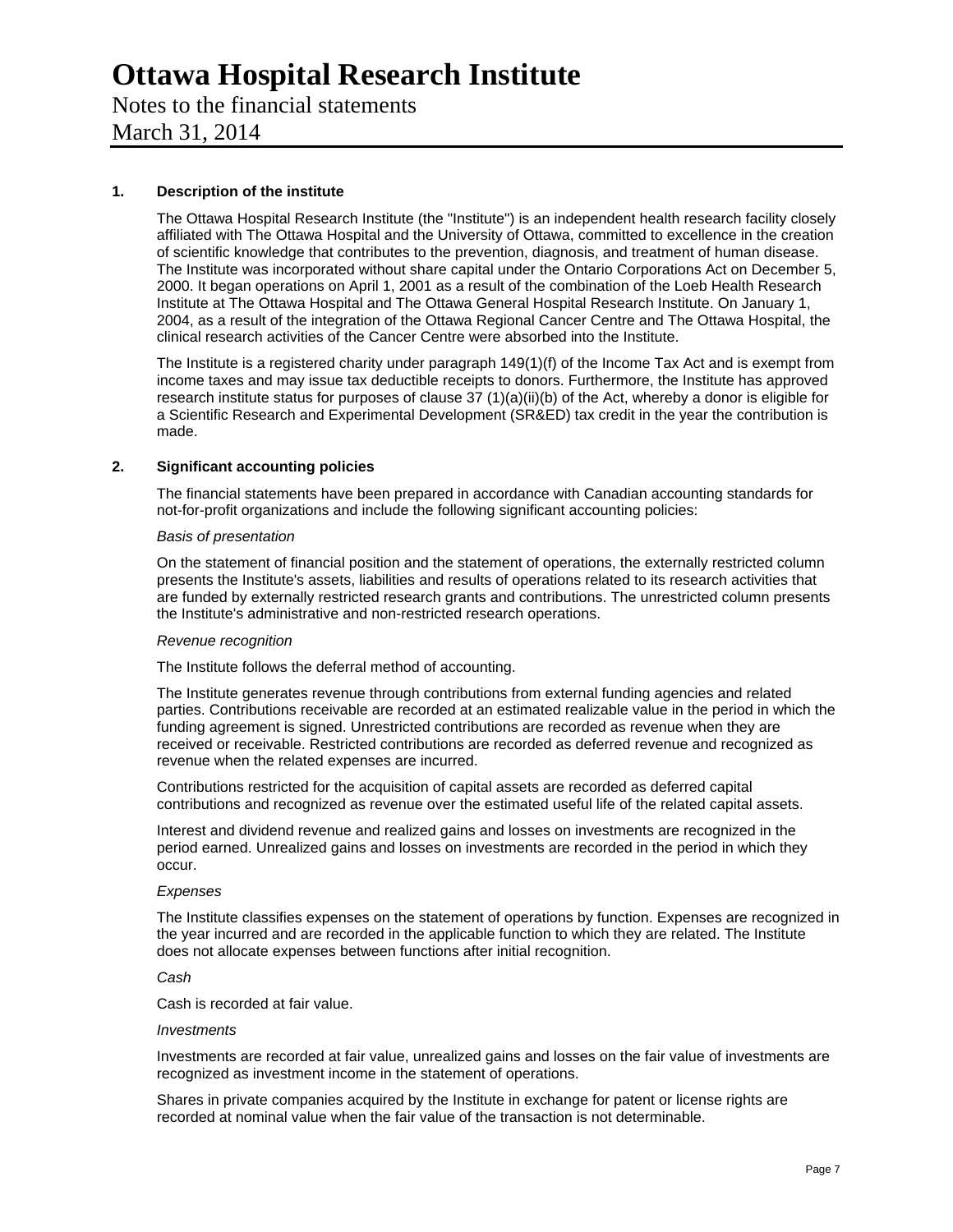# Ottawa Hospital Research Institute

Notes to the financial statements

March 31, 2014

## 1. Description of the institute

The Ottawa Hospital Research Institute (the "Institute") is an independent health research facility closely affiliated with The Ottawa Hospital and the University of Ottawa, committed to excellence in the creation of scientific knowledge that contributes to the prevention, diagnosis, and treatment of human disease. The Institute was incorporated without share capital under the Ontario Corporations Act on December 5, 2000. It began operations on April 1, 2001 as a result of the combination of the Loeb Health Research Institute at The Ottawa Hospital and The Ottawa General Hospital Research Institute. On January 1, 2004, as a result of the integration of the Ottawa Regional Cancer Centre and The Ottawa Hospital, the clinical research activities of the Cancer Centre were absorbed into the Institute.

The Institute is a registered charity under paragraph 149(1)(f) of the Income Tax Act and is exempt from income taxes and may issue tax deductible receipts to donors. Furthermore, the Institute has approved research institute status for purposes of clause 37 (1)(a)(ii)(b) of the Act, whereby a donor is eligible for a Scientific Research and Experimental Development (SR&ED) tax credit in the year the contribution is made.

## 2. Significant accounting policies

The financial statements have been prepared in accordance with Canadian accounting standards for not-for-profit organizations and include the following significant accounting policies:

*Basis of presentation*

On the statement of financial position and the statement of operations, the externally restricted column presents the Institute's assets, liabilities and results of operations related to its research activities that are funded by externally restricted research grants and contributions. The unrestricted column presents the Institute's administrative and non-restricted research operations.

*Revenue recognition*

The Institute follows the deferral method of accounting.

The Institute generates revenue through contributions from external funding agencies and related parties. Contributions receivable are recorded at an estimated realizable value in the period in which the funding agreement is signed. Unrestricted contributions are recorded as revenue when they are received or receivable. Restricted contributions are recorded as deferred revenue and recognized as revenue when the related expenses are incurred.

Contributions restricted for the acquisition of capital assets are recorded as deferred capital contributions and recognized as revenue over the estimated useful life of the related capital assets.

Interest and dividend revenue and realized gains and losses on investments are recognized in the period earned. Unrealized gains and losses on investments are recorded in the period in which they occur.

*Expenses*

The Institute classifies expenses on the statement of operations by function. Expenses are recognized in the year incurred and are recorded in the applicable function to which they are related. The Institute does not allocate expenses between functions after initial recognition.

*Cash*

Cash is recorded at fair value.

*Investments*

Investments are recorded at fair value, unrealized gains and losses on the fair value of investments are recognized as investment income in the statement of operations.

Shares in private companies acquired by the Institute in exchange for patent or license rights are recorded at nominal value when the fair value of the transaction is not determinable.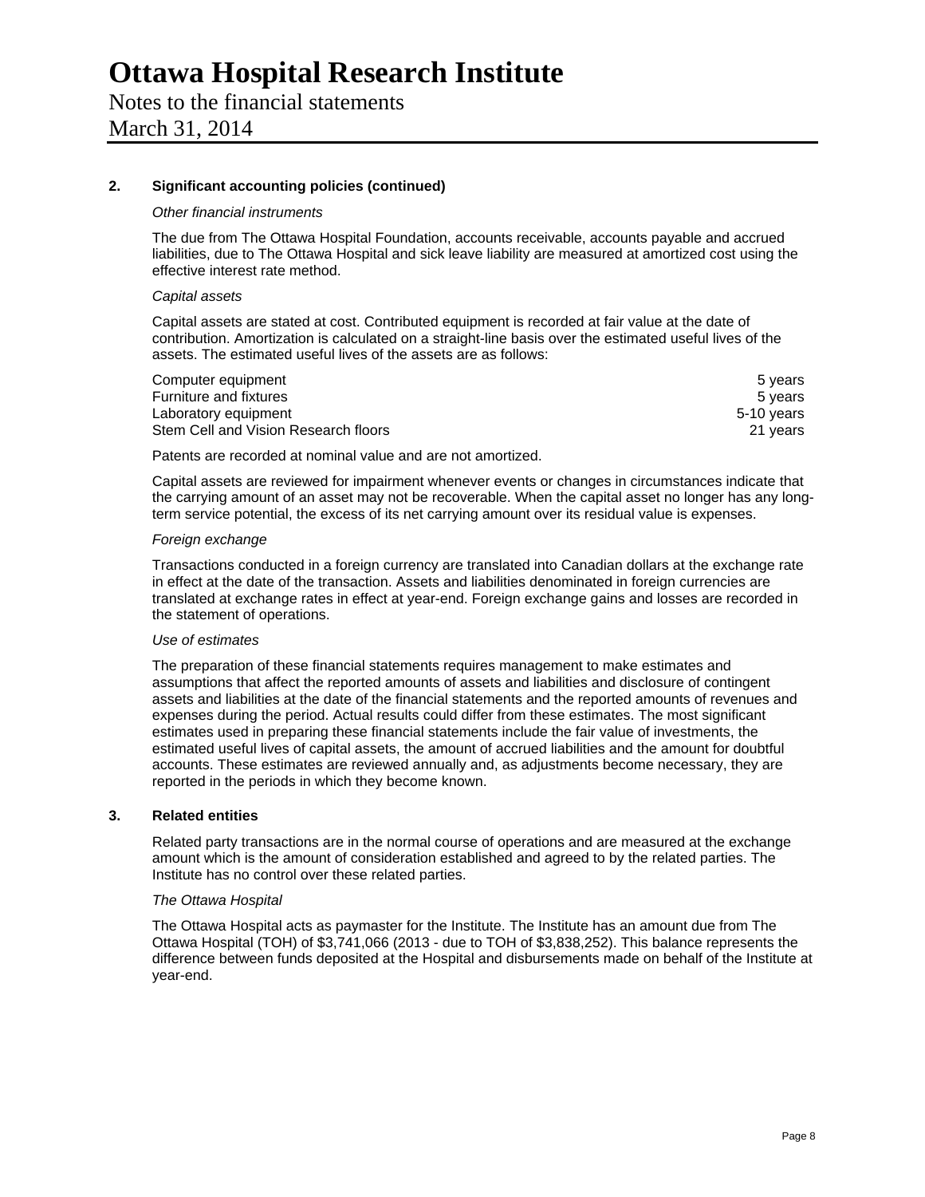## 2. Significant accounting policies (continued)

*Other financial instruments*

The due from The Ottawa Hospital Foundation, accounts receivable, accounts payable and accrued liabilities, due to The Ottawa Hospital and sick leave liability are measured at amortized cost using the effective interest rate method.

*Capital assets*

Capital assets are stated at cost. Contributed equipment is recorded at fair value at the date of contribution. Amortization is calculated on a straight-line basis over the estimated useful lives of the assets. The estimated useful lives of the assets are as follows:

| | |
|---|---|
| Computer equipment | 5 years |
| Furniture and fixtures | 5 years |
| Laboratory equipment | 5-10 years |
| Stem Cell and Vision Research floors | 21 years |

Patents are recorded at nominal value and are not amortized.

Capital assets are reviewed for impairment whenever events or changes in circumstances indicate that the carrying amount of an asset may not be recoverable. When the capital asset no longer has any long-term service potential, the excess of its net carrying amount over its residual value is expenses.

*Foreign exchange*

Transactions conducted in a foreign currency are translated into Canadian dollars at the exchange rate in effect at the date of the transaction. Assets and liabilities denominated in foreign currencies are translated at exchange rates in effect at year-end. Foreign exchange gains and losses are recorded in the statement of operations.

*Use of estimates*

The preparation of these financial statements requires management to make estimates and assumptions that affect the reported amounts of assets and liabilities and disclosure of contingent assets and liabilities at the date of the financial statements and the reported amounts of revenues and expenses during the period. Actual results could differ from these estimates. The most significant estimates used in preparing these financial statements include the fair value of investments, the estimated useful lives of capital assets, the amount of accrued liabilities and the amount for doubtful accounts. These estimates are reviewed annually and, as adjustments become necessary, they are reported in the periods in which they become known.

## 3. Related entities

Related party transactions are in the normal course of operations and are measured at the exchange amount which is the amount of consideration established and agreed to by the related parties. The Institute has no control over these related parties.

*The Ottawa Hospital*

The Ottawa Hospital acts as paymaster for the Institute. The Institute has an amount due from The Ottawa Hospital (TOH) of $3,741,066 (2013 - due to TOH of $3,838,252). This balance represents the difference between funds deposited at the Hospital and disbursements made on behalf of the Institute at year-end.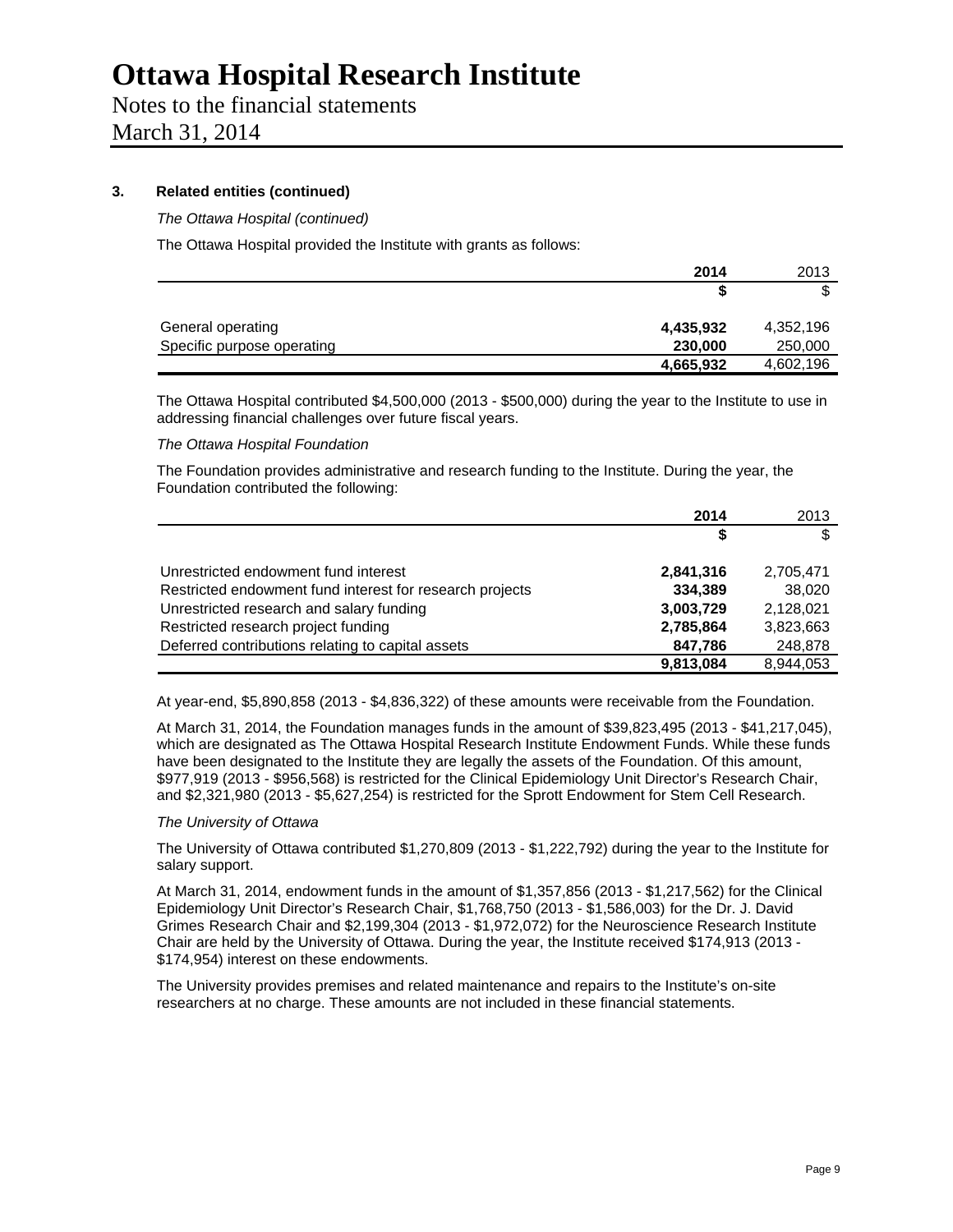# Ottawa Hospital Research Institute

Notes to the financial statements
March 31, 2014

### 3. Related entities (continued)

*The Ottawa Hospital (continued)*

The Ottawa Hospital provided the Institute with grants as follows:

| | **2014** | 2013 |
|---|---|---|
| | **$** | $ |
| General operating | **4,435,932** | 4,352,196 |
| Specific purpose operating | **230,000** | 250,000 |
| | **4,665,932** | 4,602,196 |

The Ottawa Hospital contributed $4,500,000 (2013 - $500,000) during the year to the Institute to use in addressing financial challenges over future fiscal years.

*The Ottawa Hospital Foundation*

The Foundation provides administrative and research funding to the Institute. During the year, the Foundation contributed the following:

| | **2014** | 2013 |
|---|---|---|
| | **$** | $ |
| Unrestricted endowment fund interest | **2,841,316** | 2,705,471 |
| Restricted endowment fund interest for research projects | **334,389** | 38,020 |
| Unrestricted research and salary funding | **3,003,729** | 2,128,021 |
| Restricted research project funding | **2,785,864** | 3,823,663 |
| Deferred contributions relating to capital assets | **847,786** | 248,878 |
| | **9,813,084** | 8,944,053 |

At year-end, $5,890,858 (2013 - $4,836,322) of these amounts were receivable from the Foundation.

At March 31, 2014, the Foundation manages funds in the amount of $39,823,495 (2013 - $41,217,045), which are designated as The Ottawa Hospital Research Institute Endowment Funds. While these funds have been designated to the Institute they are legally the assets of the Foundation. Of this amount, $977,919 (2013 - $956,568) is restricted for the Clinical Epidemiology Unit Director's Research Chair, and $2,321,980 (2013 - $5,627,254) is restricted for the Sprott Endowment for Stem Cell Research.

*The University of Ottawa*

The University of Ottawa contributed $1,270,809 (2013 - $1,222,792) during the year to the Institute for salary support.

At March 31, 2014, endowment funds in the amount of $1,357,856 (2013 - $1,217,562) for the Clinical Epidemiology Unit Director's Research Chair, $1,768,750 (2013 - $1,586,003) for the Dr. J. David Grimes Research Chair and $2,199,304 (2013 - $1,972,072) for the Neuroscience Research Institute Chair are held by the University of Ottawa. During the year, the Institute received $174,913 (2013 - $174,954) interest on these endowments.

The University provides premises and related maintenance and repairs to the Institute's on-site researchers at no charge. These amounts are not included in these financial statements.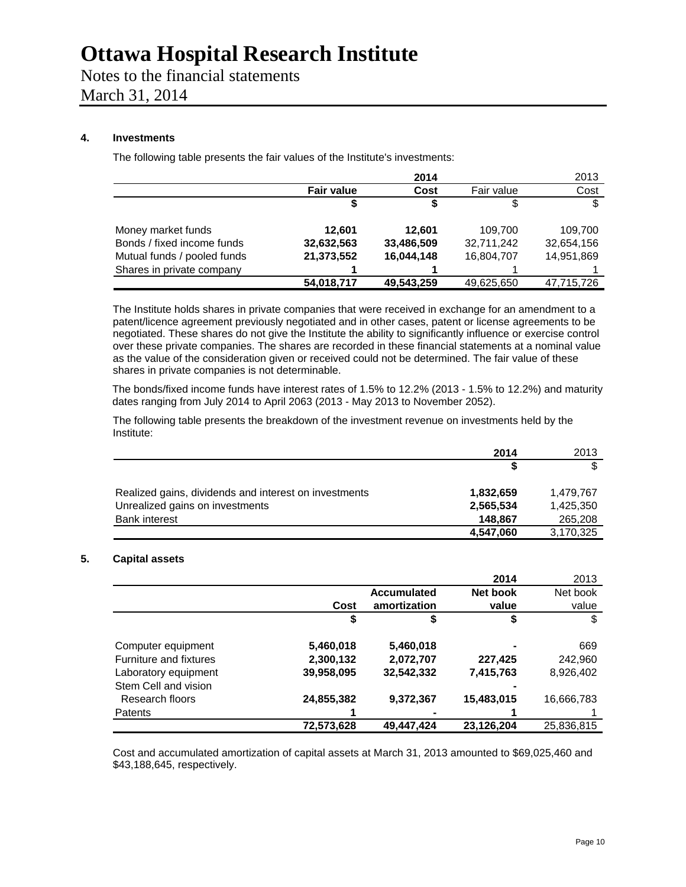# Ottawa Hospital Research Institute

Notes to the financial statements
March 31, 2014

## 4. Investments

The following table presents the fair values of the Institute's investments:

| | 2014 | | 2013 | |
|---|---|---|---|---|
| | **Fair value** | **Cost** | Fair value | Cost |
| | **$** | **$** | $ | $ |
| Money market funds | **12,601** | **12,601** | 109,700 | 109,700 |
| Bonds / fixed income funds | **32,632,563** | **33,486,509** | 32,711,242 | 32,654,156 |
| Mutual funds / pooled funds | **21,373,552** | **16,044,148** | 16,804,707 | 14,951,869 |
| Shares in private company | **1** | **1** | 1 | 1 |
| | **54,018,717** | **49,543,259** | 49,625,650 | 47,715,726 |

The Institute holds shares in private companies that were received in exchange for an amendment to a patent/licence agreement previously negotiated and in other cases, patent or license agreements to be negotiated. These shares do not give the Institute the ability to significantly influence or exercise control over these private companies. The shares are recorded in these financial statements at a nominal value as the value of the consideration given or received could not be determined. The fair value of these shares in private companies is not determinable.

The bonds/fixed income funds have interest rates of 1.5% to 12.2% (2013 - 1.5% to 12.2%) and maturity dates ranging from July 2014 to April 2063 (2013 - May 2013 to November 2052).

The following table presents the breakdown of the investment revenue on investments held by the Institute:

| | **2014** | 2013 |
|---|---|---|
| | **$** | $ |
| Realized gains, dividends and interest on investments | **1,832,659** | 1,479,767 |
| Unrealized gains on investments | **2,565,534** | 1,425,350 |
| Bank interest | **148,867** | 265,208 |
| | **4,547,060** | 3,170,325 |

## 5. Capital assets

| | | | **2014** | 2013 |
|---|---|---|---|---|
| | **Cost** | **Accumulated amortization** | **Net book value** | Net book value |
| | **$** | **$** | **$** | $ |
| Computer equipment | **5,460,018** | **5,460,018** | **-** | 669 |
| Furniture and fixtures | **2,300,132** | **2,072,707** | **227,425** | 242,960 |
| Laboratory equipment | **39,958,095** | **32,542,332** | **7,415,763** | 8,926,402 |
| Stem Cell and vision Research floors | **24,855,382** | **9,372,367** | **15,483,015** | 16,666,783 |
| Patents | **1** | **-** | **1** | 1 |
| | **72,573,628** | **49,447,424** | **23,126,204** | 25,836,815 |

Cost and accumulated amortization of capital assets at March 31, 2013 amounted to $69,025,460 and $43,188,645, respectively.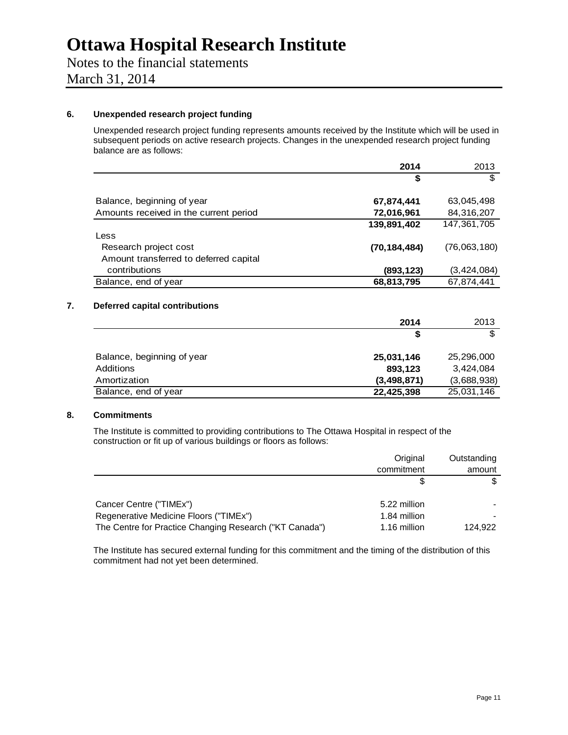# Ottawa Hospital Research Institute

Notes to the financial statements
March 31, 2014

### 6. Unexpended research project funding

Unexpended research project funding represents amounts received by the Institute which will be used in subsequent periods on active research projects. Changes in the unexpended research project funding balance are as follows:

| | **2014** | 2013 |
|---|---|---|
| | **$** | $ |
| Balance, beginning of year | **67,874,441** | 63,045,498 |
| Amounts received in the current period | **72,016,961** | 84,316,207 |
| | **139,891,402** | 147,361,705 |
| Less | | |
| Research project cost | **(70,184,484)** | (76,063,180) |
| Amount transferred to deferred capital contributions | **(893,123)** | (3,424,084) |
| Balance, end of year | **68,813,795** | 67,874,441 |

### 7. Deferred capital contributions

| | **2014** | 2013 |
|---|---|---|
| | **$** | $ |
| Balance, beginning of year | **25,031,146** | 25,296,000 |
| Additions | **893,123** | 3,424,084 |
| Amortization | **(3,498,871)** | (3,688,938) |
| Balance, end of year | **22,425,398** | 25,031,146 |

### 8. Commitments

The Institute is committed to providing contributions to The Ottawa Hospital in respect of the construction or fit up of various buildings or floors as follows:

| | Original commitment | Outstanding amount |
|---|---|---|
| | $ | $ |
| Cancer Centre ("TIMEx") | 5.22 million | - |
| Regenerative Medicine Floors ("TIMEx") | 1.84 million | - |
| The Centre for Practice Changing Research ("KT Canada") | 1.16 million | 124,922 |

The Institute has secured external funding for this commitment and the timing of the distribution of this commitment had not yet been determined.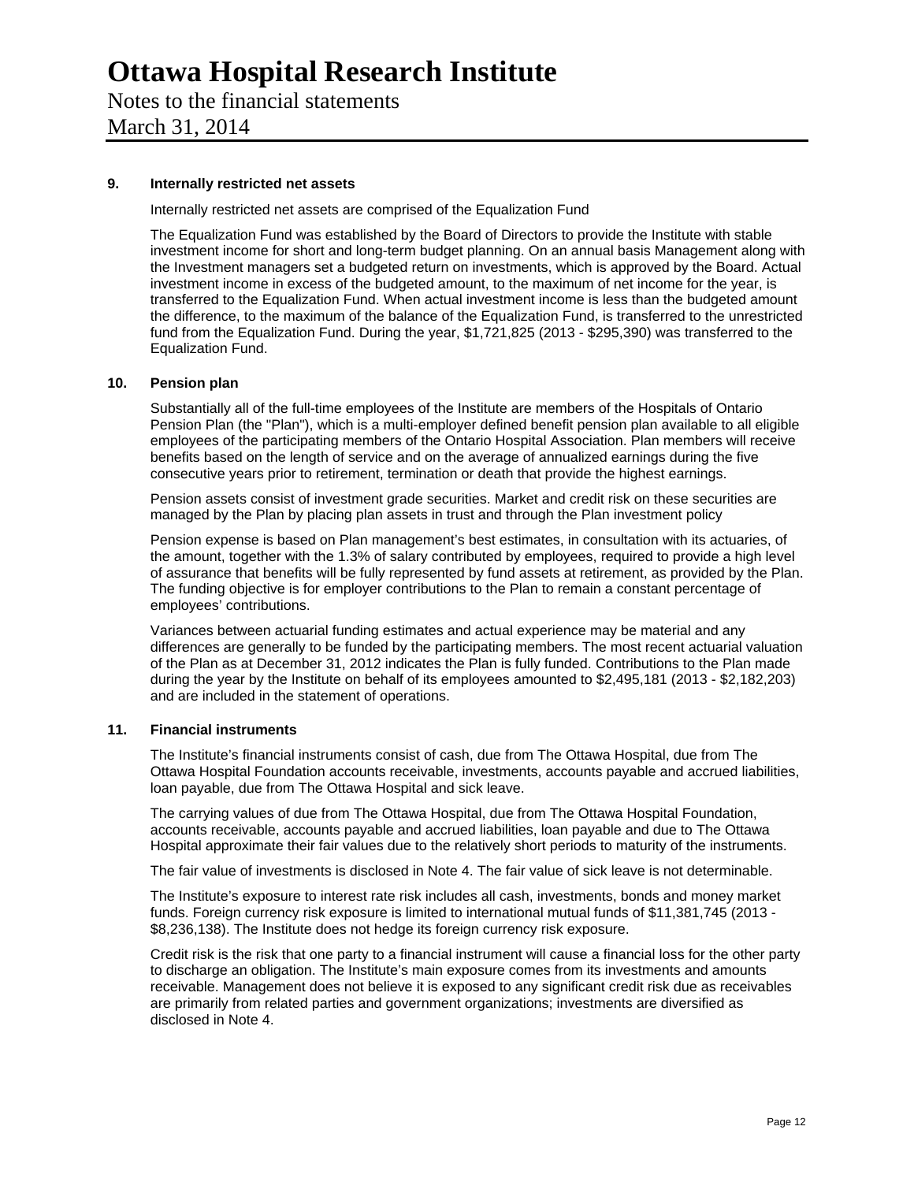# Ottawa Hospital Research Institute

Notes to the financial statements
March 31, 2014

### 9. Internally restricted net assets

Internally restricted net assets are comprised of the Equalization Fund

The Equalization Fund was established by the Board of Directors to provide the Institute with stable investment income for short and long-term budget planning. On an annual basis Management along with the Investment managers set a budgeted return on investments, which is approved by the Board. Actual investment income in excess of the budgeted amount, to the maximum of net income for the year, is transferred to the Equalization Fund. When actual investment income is less than the budgeted amount the difference, to the maximum of the balance of the Equalization Fund, is transferred to the unrestricted fund from the Equalization Fund. During the year, $1,721,825 (2013 - $295,390) was transferred to the Equalization Fund.

### 10. Pension plan

Substantially all of the full-time employees of the Institute are members of the Hospitals of Ontario Pension Plan (the "Plan"), which is a multi-employer defined benefit pension plan available to all eligible employees of the participating members of the Ontario Hospital Association. Plan members will receive benefits based on the length of service and on the average of annualized earnings during the five consecutive years prior to retirement, termination or death that provide the highest earnings.

Pension assets consist of investment grade securities. Market and credit risk on these securities are managed by the Plan by placing plan assets in trust and through the Plan investment policy

Pension expense is based on Plan management's best estimates, in consultation with its actuaries, of the amount, together with the 1.3% of salary contributed by employees, required to provide a high level of assurance that benefits will be fully represented by fund assets at retirement, as provided by the Plan. The funding objective is for employer contributions to the Plan to remain a constant percentage of employees' contributions.

Variances between actuarial funding estimates and actual experience may be material and any differences are generally to be funded by the participating members. The most recent actuarial valuation of the Plan as at December 31, 2012 indicates the Plan is fully funded. Contributions to the Plan made during the year by the Institute on behalf of its employees amounted to $2,495,181 (2013 - $2,182,203) and are included in the statement of operations.

### 11. Financial instruments

The Institute's financial instruments consist of cash, due from The Ottawa Hospital, due from The Ottawa Hospital Foundation accounts receivable, investments, accounts payable and accrued liabilities, loan payable, due from The Ottawa Hospital and sick leave.

The carrying values of due from The Ottawa Hospital, due from The Ottawa Hospital Foundation, accounts receivable, accounts payable and accrued liabilities, loan payable and due to The Ottawa Hospital approximate their fair values due to the relatively short periods to maturity of the instruments.

The fair value of investments is disclosed in Note 4. The fair value of sick leave is not determinable.

The Institute's exposure to interest rate risk includes all cash, investments, bonds and money market funds. Foreign currency risk exposure is limited to international mutual funds of $11,381,745 (2013 - $8,236,138). The Institute does not hedge its foreign currency risk exposure.

Credit risk is the risk that one party to a financial instrument will cause a financial loss for the other party to discharge an obligation. The Institute's main exposure comes from its investments and amounts receivable. Management does not believe it is exposed to any significant credit risk due as receivables are primarily from related parties and government organizations; investments are diversified as disclosed in Note 4.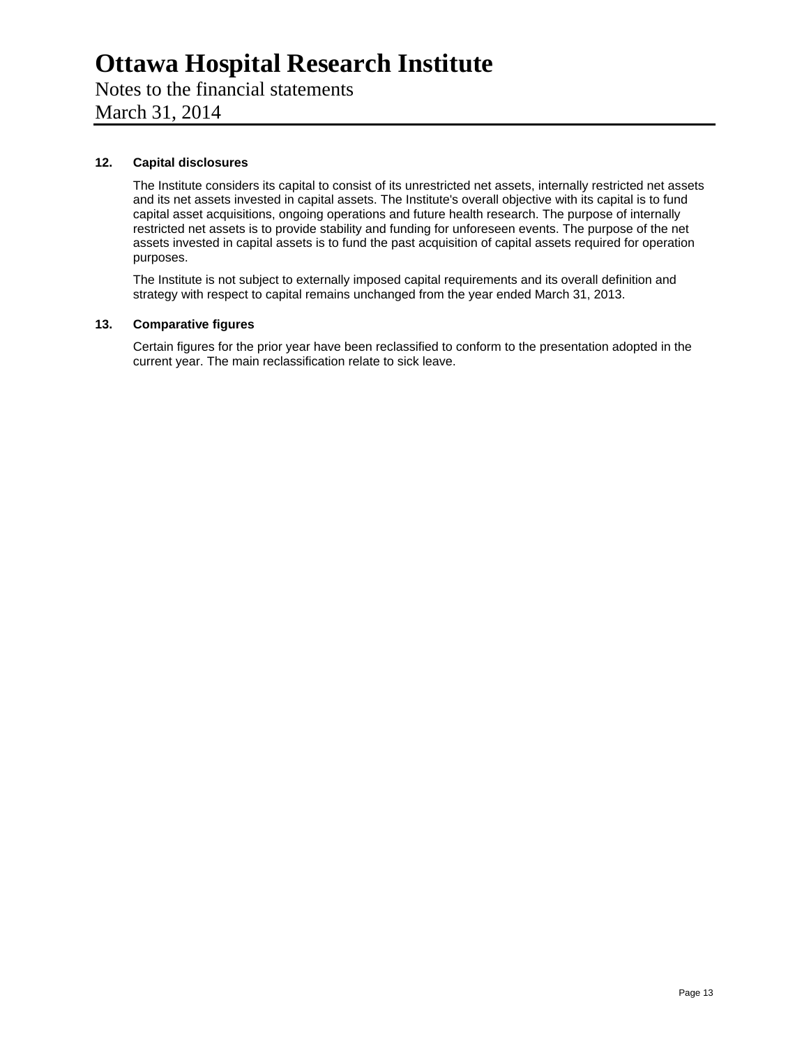### 12. Capital disclosures

The Institute considers its capital to consist of its unrestricted net assets, internally restricted net assets and its net assets invested in capital assets. The Institute's overall objective with its capital is to fund capital asset acquisitions, ongoing operations and future health research. The purpose of internally restricted net assets is to provide stability and funding for unforeseen events. The purpose of the net assets invested in capital assets is to fund the past acquisition of capital assets required for operation purposes.

The Institute is not subject to externally imposed capital requirements and its overall definition and strategy with respect to capital remains unchanged from the year ended March 31, 2013.

### 13. Comparative figures

Certain figures for the prior year have been reclassified to conform to the presentation adopted in the current year. The main reclassification relate to sick leave.